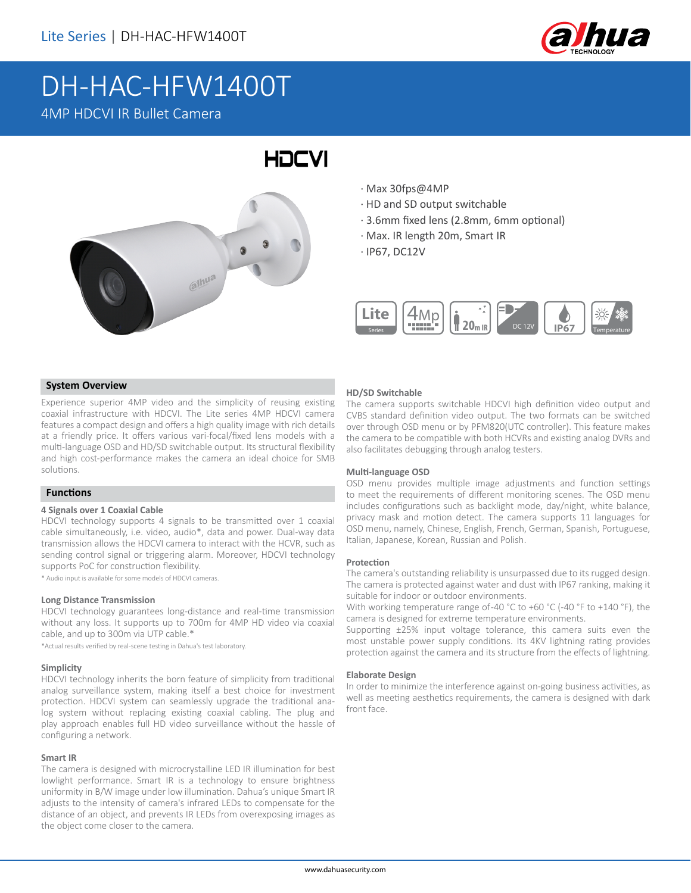# DH-HAC-HFW1400T

4MP HDCVI IR Bullet Camera

- Max 30fps@4MP
- HD and SD output switchable
- 3.6mm fixed lens (2.8mm, 6mm optional)
- Max. IR length 20m, Smart IR
- IP67, DC12V

## System Overview

Experience superior 4MP video and the simplicity of reusing existing coaxial infrastructure with HDCVI. The Lite series 4MP HDCVI camera features a compact design and offers a high quality image with rich details at a friendly price. It offers various vari-focal/fixed lens models with a multi-language OSD and HD/SD switchable output. Its structural flexibility and high cost-performance makes the camera an ideal choice for SMB solutions.

## Functions

### 4 Signals over 1 Coaxial Cable

HDCVI technology supports 4 signals to be transmitted over 1 coaxial cable simultaneously, i.e. video, audio*, data and power. Dual-way data transmission allows the HDCVI camera to interact with the HCVR, such as sending control signal or triggering alarm. Moreover, HDCVI technology supports PoC for construction flexibility.

* Audio input is available for some models of HDCVI cameras.

### Long Distance Transmission

HDCVI technology guarantees long-distance and real-time transmission without any loss. It supports up to 700m for 4MP HD video via coaxial cable, and up to 300m via UTP cable.*

*Actual results verified by real-scene testing in Dahua's test laboratory.

### Simplicity

HDCVI technology inherits the born feature of simplicity from traditional analog surveillance system, making itself a best choice for investment protection. HDCVI system can seamlessly upgrade the traditional analog system without replacing existing coaxial cabling. The plug and play approach enables full HD video surveillance without the hassle of configuring a network.

### Smart IR

The camera is designed with microcrystalline LED IR illumination for best lowlight performance. Smart IR is a technology to ensure brightness uniformity in B/W image under low illumination. Dahua's unique Smart IR adjusts to the intensity of camera's infrared LEDs to compensate for the distance of an object, and prevents IR LEDs from overexposing images as the object come closer to the camera.

### HD/SD Switchable

The camera supports switchable HDCVI high definition video output and CVBS standard definition video output. The two formats can be switched over through OSD menu or by PFM820(UTC controller). This feature makes the camera to be compatible with both HCVRs and existing analog DVRs and also facilitates debugging through analog testers.

### Multi-language OSD

OSD menu provides multiple image adjustments and function settings to meet the requirements of different monitoring scenes. The OSD menu includes configurations such as backlight mode, day/night, white balance, privacy mask and motion detect. The camera supports 11 languages for OSD menu, namely, Chinese, English, French, German, Spanish, Portuguese, Italian, Japanese, Korean, Russian and Polish.

### Protection

The camera's outstanding reliability is unsurpassed due to its rugged design. The camera is protected against water and dust with IP67 ranking, making it suitable for indoor or outdoor environments.

With working temperature range of-40 °C to +60 °C (-40 °F to +140 °F), the camera is designed for extreme temperature environments.

Supporting ±25% input voltage tolerance, this camera suits even the most unstable power supply conditions. Its 4KV lightning rating provides protection against the camera and its structure from the effects of lightning.

### Elaborate Design

In order to minimize the interference against on-going business activities, as well as meeting aesthetics requirements, the camera is designed with dark front face.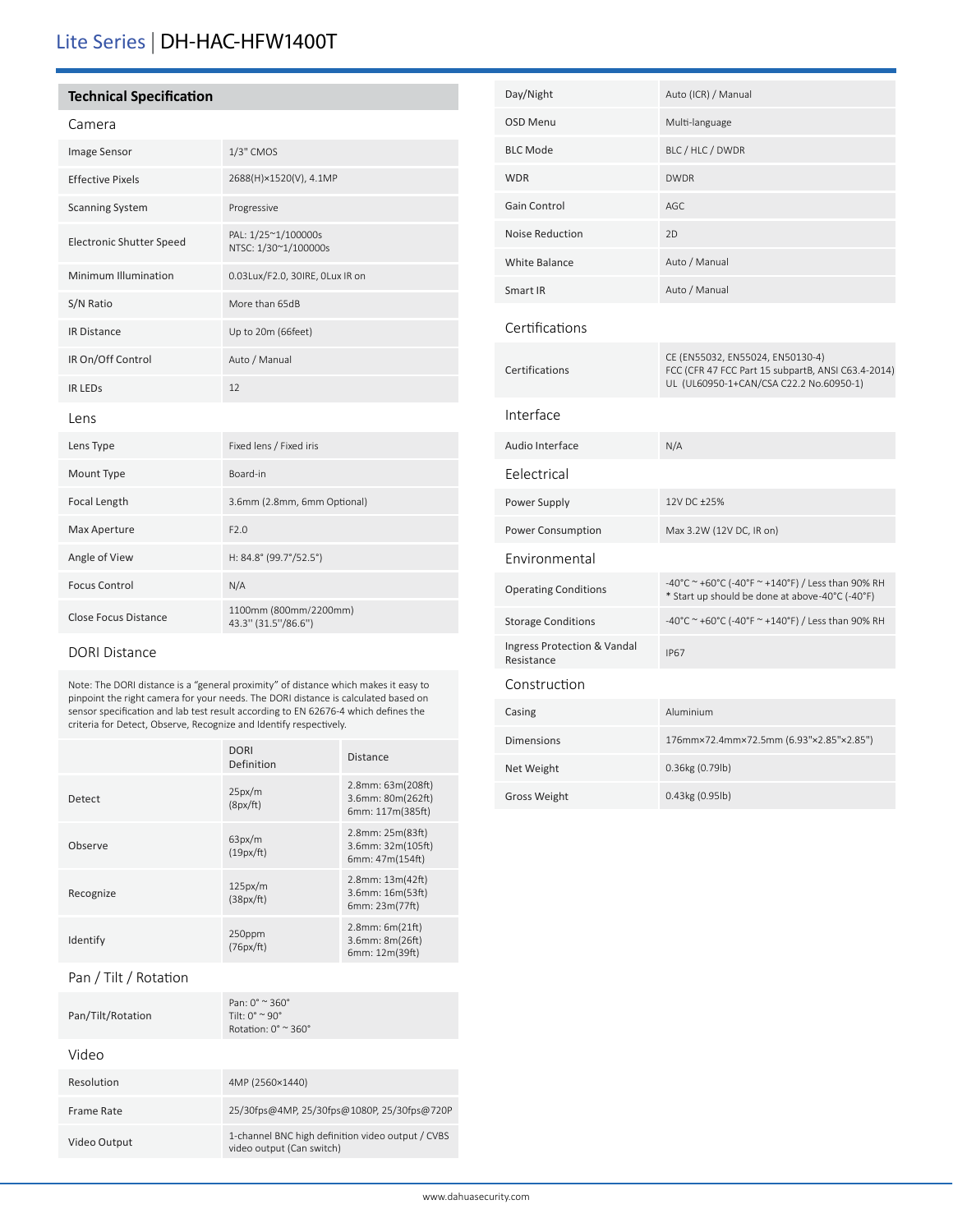# Lite Series | DH-HAC-HFW1400T

## Technical Specification

### Camera

| | |
|---|---|
| Image Sensor | 1/3" CMOS |
| Effective Pixels | 2688(H)×1520(V), 4.1MP |
| Scanning System | Progressive |
| Electronic Shutter Speed | PAL: 1/25~1/100000s<br>NTSC: 1/30~1/100000s |
| Minimum Illumination | 0.03Lux/F2.0, 30IRE, 0Lux IR on |
| S/N Ratio | More than 65dB |
| IR Distance | Up to 20m (66feet) |
| IR On/Off Control | Auto / Manual |
| IR LEDs | 12 |

### Lens

| | |
|---|---|
| Lens Type | Fixed lens / Fixed iris |
| Mount Type | Board-in |
| Focal Length | 3.6mm (2.8mm, 6mm Optional) |
| Max Aperture | F2.0 |
| Angle of View | H: 84.8° (99.7°/52.5°) |
| Focus Control | N/A |
| Close Focus Distance | 1100mm (800mm/2200mm)<br>43.3" (31.5"/86.6") |

### DORI Distance

Note: The DORI distance is a "general proximity" of distance which makes it easy to pinpoint the right camera for your needs. The DORI distance is calculated based on sensor specification and lab test result according to EN 62676-4 which defines the criteria for Detect, Observe, Recognize and Identify respectively.

| | DORI Definition | Distance |
|---|---|---|
| Detect | 25px/m<br>(8px/ft) | 2.8mm: 63m(208ft)<br>3.6mm: 80m(262ft)<br>6mm: 117m(385ft) |
| Observe | 63px/m<br>(19px/ft) | 2.8mm: 25m(83ft)<br>3.6mm: 32m(105ft)<br>6mm: 47m(154ft) |
| Recognize | 125px/m<br>(38px/ft) | 2.8mm: 13m(42ft)<br>3.6mm: 16m(53ft)<br>6mm: 23m(77ft) |
| Identify | 250ppm<br>(76px/ft) | 2.8mm: 6m(21ft)<br>3.6mm: 8m(26ft)<br>6mm: 12m(39ft) |

### Pan / Tilt / Rotation

| | |
|---|---|
| Pan/Tilt/Rotation | Pan: 0° ~ 360°<br>Tilt: 0° ~ 90°<br>Rotation: 0° ~ 360° |

### Video

| | |
|---|---|
| Resolution | 4MP (2560×1440) |
| Frame Rate | 25/30fps@4MP, 25/30fps@1080P, 25/30fps@720P |
| Video Output | 1-channel BNC high definition video output / CVBS video output (Can switch) |
| Day/Night | Auto (ICR) / Manual |
| OSD Menu | Multi-language |
| BLC Mode | BLC / HLC / DWDR |
| WDR | DWDR |
| Gain Control | AGC |
| Noise Reduction | 2D |
| White Balance | Auto / Manual |
| Smart IR | Auto / Manual |

### Certifications

| | |
|---|---|
| Certifications | CE (EN55032, EN55024, EN50130-4)<br>FCC (CFR 47 FCC Part 15 subpartB, ANSI C63.4-2014)<br>UL (UL60950-1+CAN/CSA C22.2 No.60950-1) |

### Interface

| | |
|---|---|
| Audio Interface | N/A |

### Eelectrical

| | |
|---|---|
| Power Supply | 12V DC ±25% |
| Power Consumption | Max 3.2W (12V DC, IR on) |

### Environmental

| | |
|---|---|
| Operating Conditions | -40°C ~ +60°C (-40°F ~ +140°F) / Less than 90% RH<br>* Start up should be done at above-40°C (-40°F) |
| Storage Conditions | -40°C ~ +60°C (-40°F ~ +140°F) / Less than 90% RH |
| Ingress Protection & Vandal Resistance | IP67 |

### Construction

| | |
|---|---|
| Casing | Aluminium |
| Dimensions | 176mm×72.4mm×72.5mm (6.93"×2.85"×2.85") |
| Net Weight | 0.36kg (0.79lb) |
| Gross Weight | 0.43kg (0.95lb) |

www.dahuasecurity.com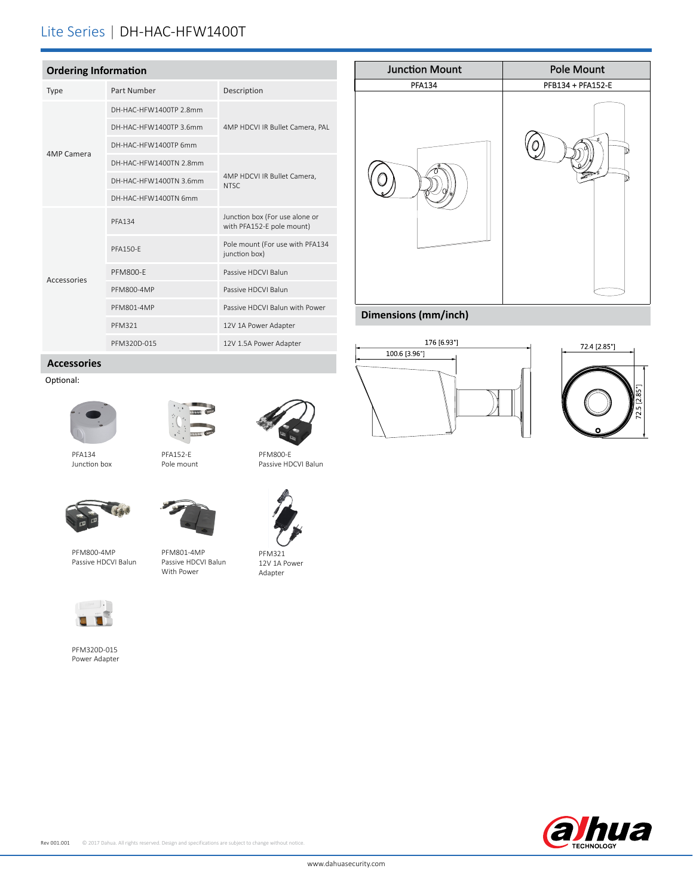## Ordering Information

| Type | Part Number | Description |
|---|---|---|
| 4MP Camera | DH-HAC-HFW1400TP 2.8mm | 4MP HDCVI IR Bullet Camera, PAL |
| | DH-HAC-HFW1400TP 3.6mm | |
| | DH-HAC-HFW1400TP 6mm | |
| | DH-HAC-HFW1400TN 2.8mm | 4MP HDCVI IR Bullet Camera, NTSC |
| | DH-HAC-HFW1400TN 3.6mm | |
| | DH-HAC-HFW1400TN 6mm | |
| Accessories | PFA134 | Junction box (For use alone or with PFA152-E pole mount) |
| | PFA150-E | Pole mount (For use with PFA134 junction box) |
| | PFM800-E | Passive HDCVI Balun |
| | PFM800-4MP | Passive HDCVI Balun |
| | PFM801-4MP | Passive HDCVI Balun with Power |
| | PFM321 | 12V 1A Power Adapter |
| | PFM320D-015 | 12V 1.5A Power Adapter |

## Accessories

Optional:

PFA134
Junction box

PFA152-E
Pole mount

PFM800-E
Passive HDCVI Balun

PFM800-4MP
Passive HDCVI Balun

PFM801-4MP
Passive HDCVI Balun
With Power

PFM321
12V 1A Power
Adapter

PFM320D-015
Power Adapter

| Junction Mount | Pole Mount |
|---|---|
| PFA134 | PFB134 + PFA152-E |

## Dimensions (mm/inch)

176 [6.93"]
100.6 [3.96"]
72.4 [2.85"]
72.5 [2.85"]

Rev 001.001 © 2017 Dahua. All rights reserved. Design and specifications are subject to change without notice.

www.dahuasecurity.com